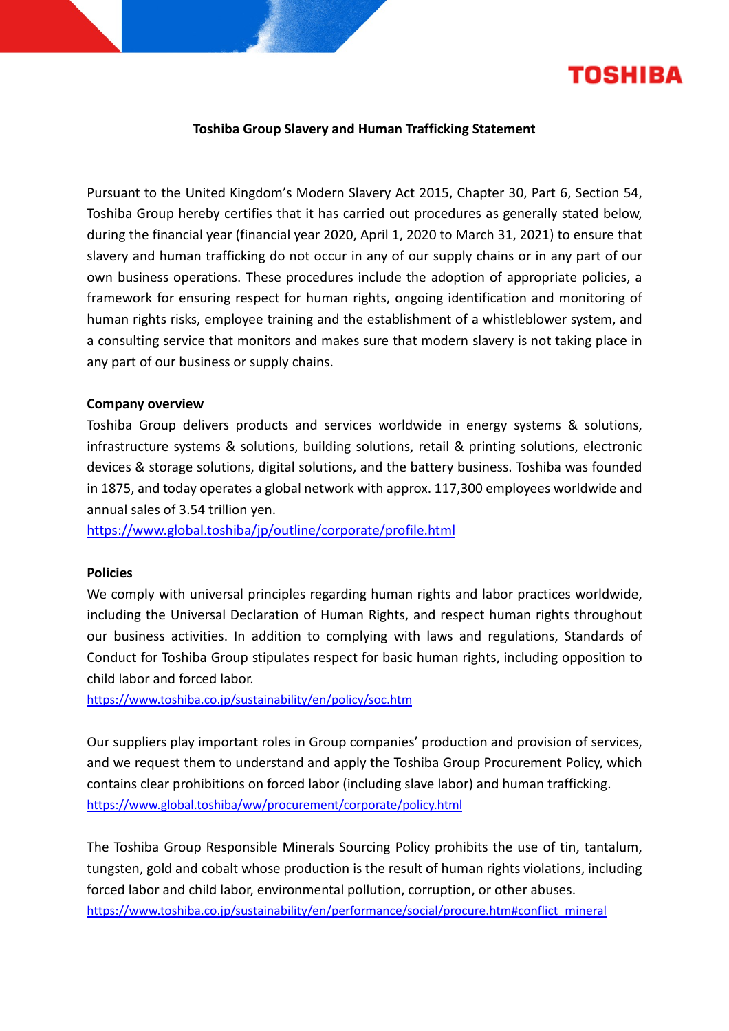TOSHIBA

# Toshiba Group Slavery and Human Trafficking Statement

Pursuant to the United Kingdom's Modern Slavery Act 2015, Chapter 30, Part 6, Section 54, Toshiba Group hereby certifies that it has carried out procedures as generally stated below, during the financial year (financial year 2020, April 1, 2020 to March 31, 2021) to ensure that slavery and human trafficking do not occur in any of our supply chains or in any part of our own business operations. These procedures include the adoption of appropriate policies, a framework for ensuring respect for human rights, ongoing identification and monitoring of human rights risks, employee training and the establishment of a whistleblower system, and a consulting service that monitors and makes sure that modern slavery is not taking place in any part of our business or supply chains.

## Company overview

Toshiba Group delivers products and services worldwide in energy systems & solutions, infrastructure systems & solutions, building solutions, retail & printing solutions, electronic devices & storage solutions, digital solutions, and the battery business. Toshiba was founded in 1875, and today operates a global network with approx. 117,300 employees worldwide and annual sales of 3.54 trillion yen.

https://www.global.toshiba/jp/outline/corporate/profile.html

## Policies

We comply with universal principles regarding human rights and labor practices worldwide, including the Universal Declaration of Human Rights, and respect human rights throughout our business activities. In addition to complying with laws and regulations, Standards of Conduct for Toshiba Group stipulates respect for basic human rights, including opposition to child labor and forced labor.

https://www.toshiba.co.jp/sustainability/en/policy/soc.htm

Our suppliers play important roles in Group companies' production and provision of services, and we request them to understand and apply the Toshiba Group Procurement Policy, which contains clear prohibitions on forced labor (including slave labor) and human trafficking.

https://www.global.toshiba/ww/procurement/corporate/policy.html

The Toshiba Group Responsible Minerals Sourcing Policy prohibits the use of tin, tantalum, tungsten, gold and cobalt whose production is the result of human rights violations, including forced labor and child labor, environmental pollution, corruption, or other abuses.

https://www.toshiba.co.jp/sustainability/en/performance/social/procure.htm#conflict_mineral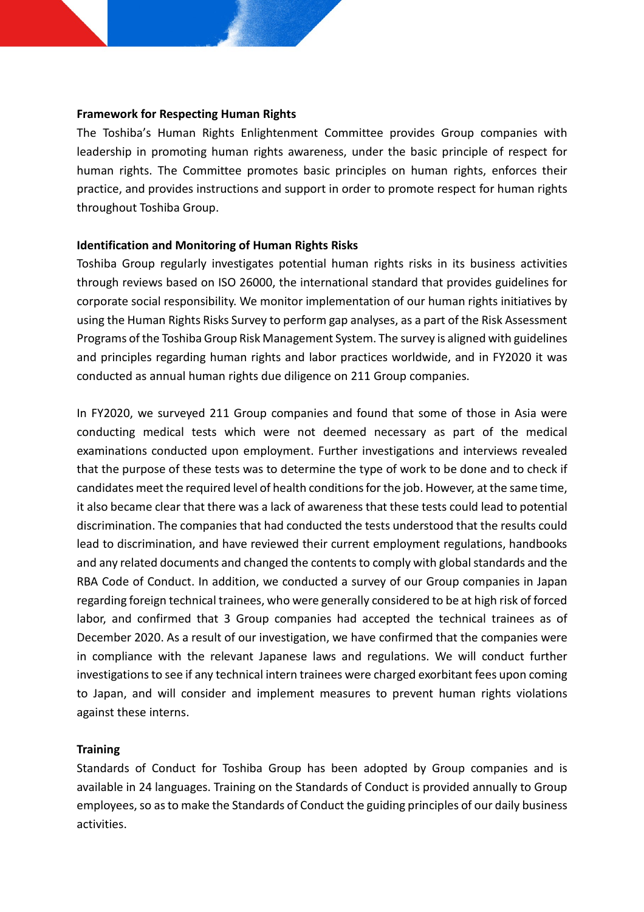**Framework for Respecting Human Rights**

The Toshiba's Human Rights Enlightenment Committee provides Group companies with leadership in promoting human rights awareness, under the basic principle of respect for human rights. The Committee promotes basic principles on human rights, enforces their practice, and provides instructions and support in order to promote respect for human rights throughout Toshiba Group.

**Identification and Monitoring of Human Rights Risks**

Toshiba Group regularly investigates potential human rights risks in its business activities through reviews based on ISO 26000, the international standard that provides guidelines for corporate social responsibility. We monitor implementation of our human rights initiatives by using the Human Rights Risks Survey to perform gap analyses, as a part of the Risk Assessment Programs of the Toshiba Group Risk Management System. The survey is aligned with guidelines and principles regarding human rights and labor practices worldwide, and in FY2020 it was conducted as annual human rights due diligence on 211 Group companies.

In FY2020, we surveyed 211 Group companies and found that some of those in Asia were conducting medical tests which were not deemed necessary as part of the medical examinations conducted upon employment. Further investigations and interviews revealed that the purpose of these tests was to determine the type of work to be done and to check if candidates meet the required level of health conditions for the job. However, at the same time, it also became clear that there was a lack of awareness that these tests could lead to potential discrimination. The companies that had conducted the tests understood that the results could lead to discrimination, and have reviewed their current employment regulations, handbooks and any related documents and changed the contents to comply with global standards and the RBA Code of Conduct. In addition, we conducted a survey of our Group companies in Japan regarding foreign technical trainees, who were generally considered to be at high risk of forced labor, and confirmed that 3 Group companies had accepted the technical trainees as of December 2020. As a result of our investigation, we have confirmed that the companies were in compliance with the relevant Japanese laws and regulations. We will conduct further investigations to see if any technical intern trainees were charged exorbitant fees upon coming to Japan, and will consider and implement measures to prevent human rights violations against these interns.

**Training**

Standards of Conduct for Toshiba Group has been adopted by Group companies and is available in 24 languages. Training on the Standards of Conduct is provided annually to Group employees, so as to make the Standards of Conduct the guiding principles of our daily business activities.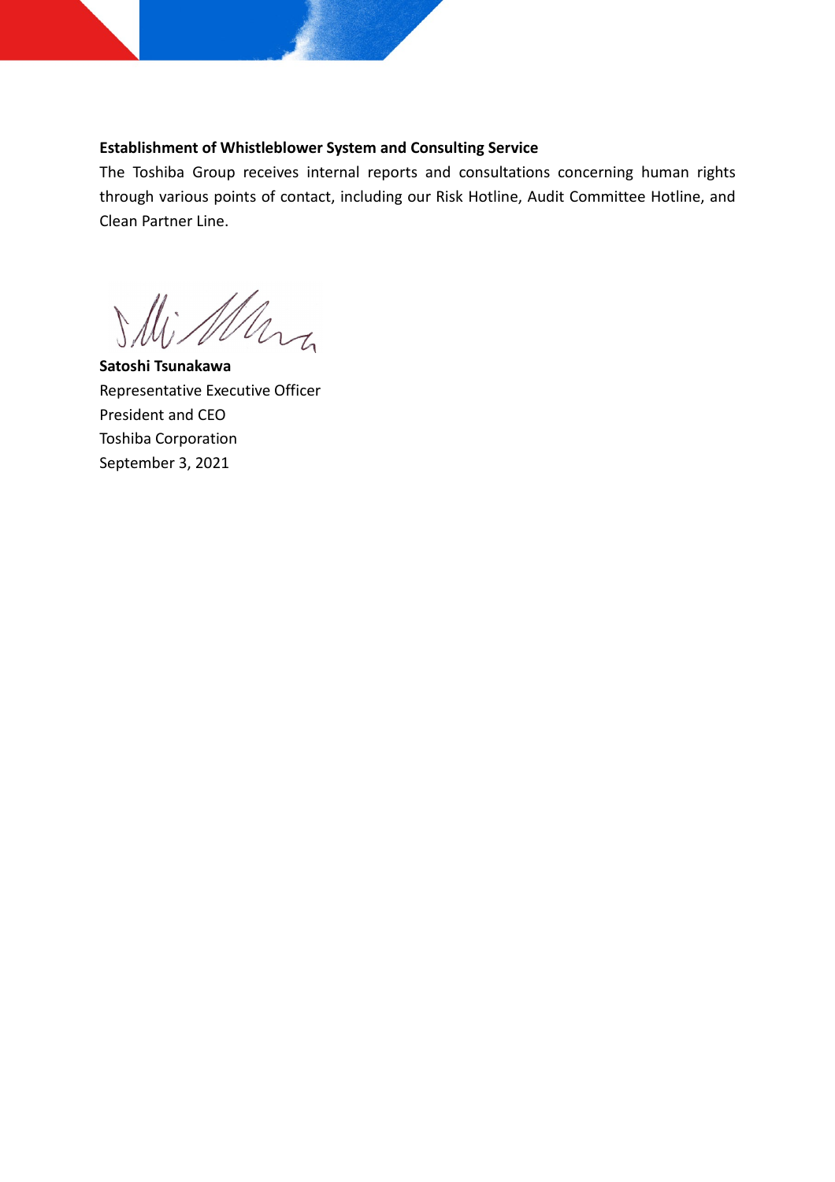**Establishment of Whistleblower System and Consulting Service**

The Toshiba Group receives internal reports and consultations concerning human rights through various points of contact, including our Risk Hotline, Audit Committee Hotline, and Clean Partner Line.

**Satoshi Tsunakawa**
Representative Executive Officer
President and CEO
Toshiba Corporation
September 3, 2021